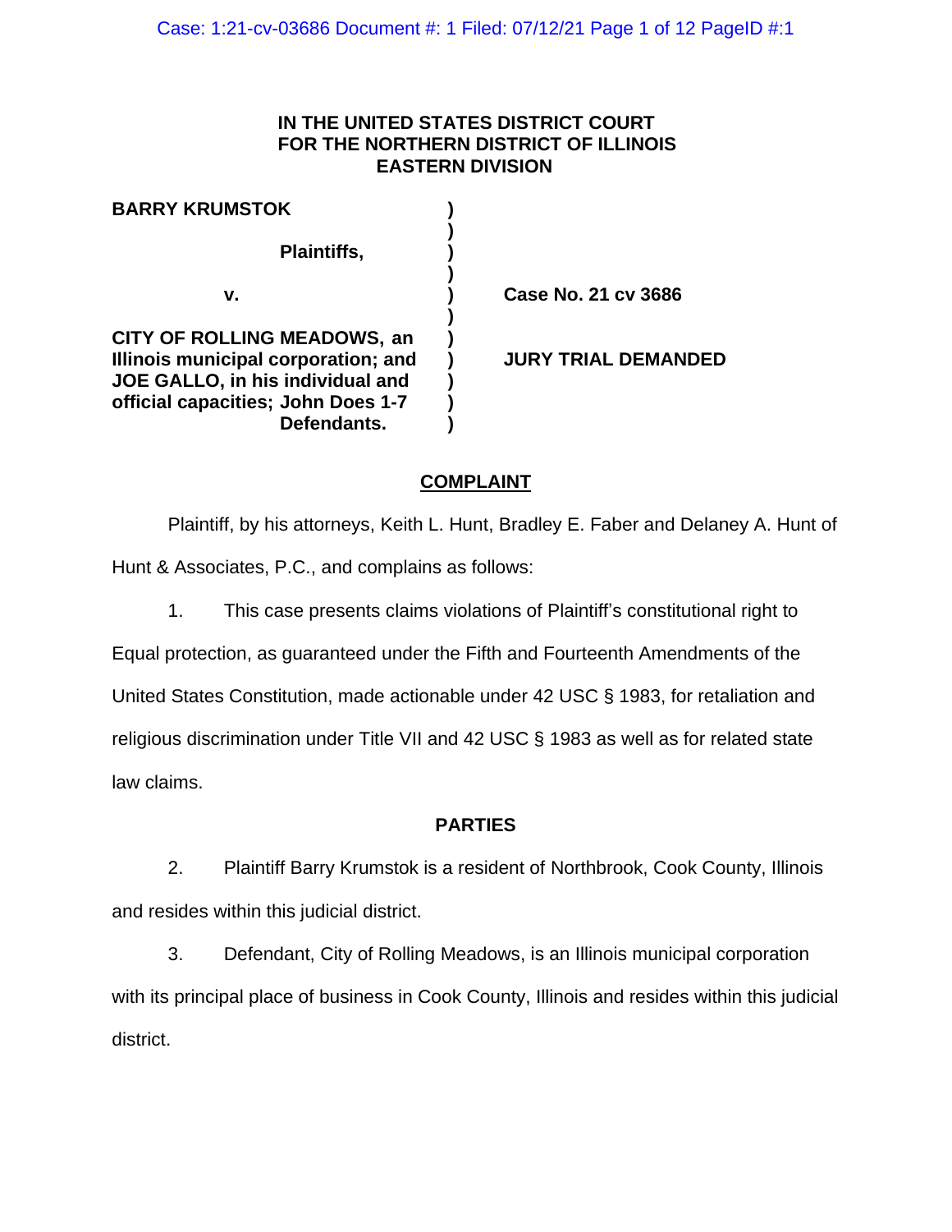**IN THE UNITED STATES DISTRICT COURT**
**FOR THE NORTHERN DISTRICT OF ILLINOIS**
**EASTERN DIVISION**

| | | |
|---|---|---|
| **BARRY KRUMSTOK** | ) | |
| | ) | |
| **Plaintiffs,** | ) | |
| | ) | |
| **v.** | ) | **Case No. 21 cv 3686** |
| | ) | |
| **CITY OF ROLLING MEADOWS, an Illinois municipal corporation; and JOE GALLO, in his individual and official capacities; John Does 1-7** | ) | **JURY TRIAL DEMANDED** |
| **Defendants.** | ) | |

## COMPLAINT

Plaintiff, by his attorneys, Keith L. Hunt, Bradley E. Faber and Delaney A. Hunt of Hunt & Associates, P.C., and complains as follows:

1. This case presents claims violations of Plaintiff's constitutional right to Equal protection, as guaranteed under the Fifth and Fourteenth Amendments of the United States Constitution, made actionable under 42 USC § 1983, for retaliation and religious discrimination under Title VII and 42 USC § 1983 as well as for related state law claims.

### PARTIES

2. Plaintiff Barry Krumstok is a resident of Northbrook, Cook County, Illinois and resides within this judicial district.

3. Defendant, City of Rolling Meadows, is an Illinois municipal corporation with its principal place of business in Cook County, Illinois and resides within this judicial district.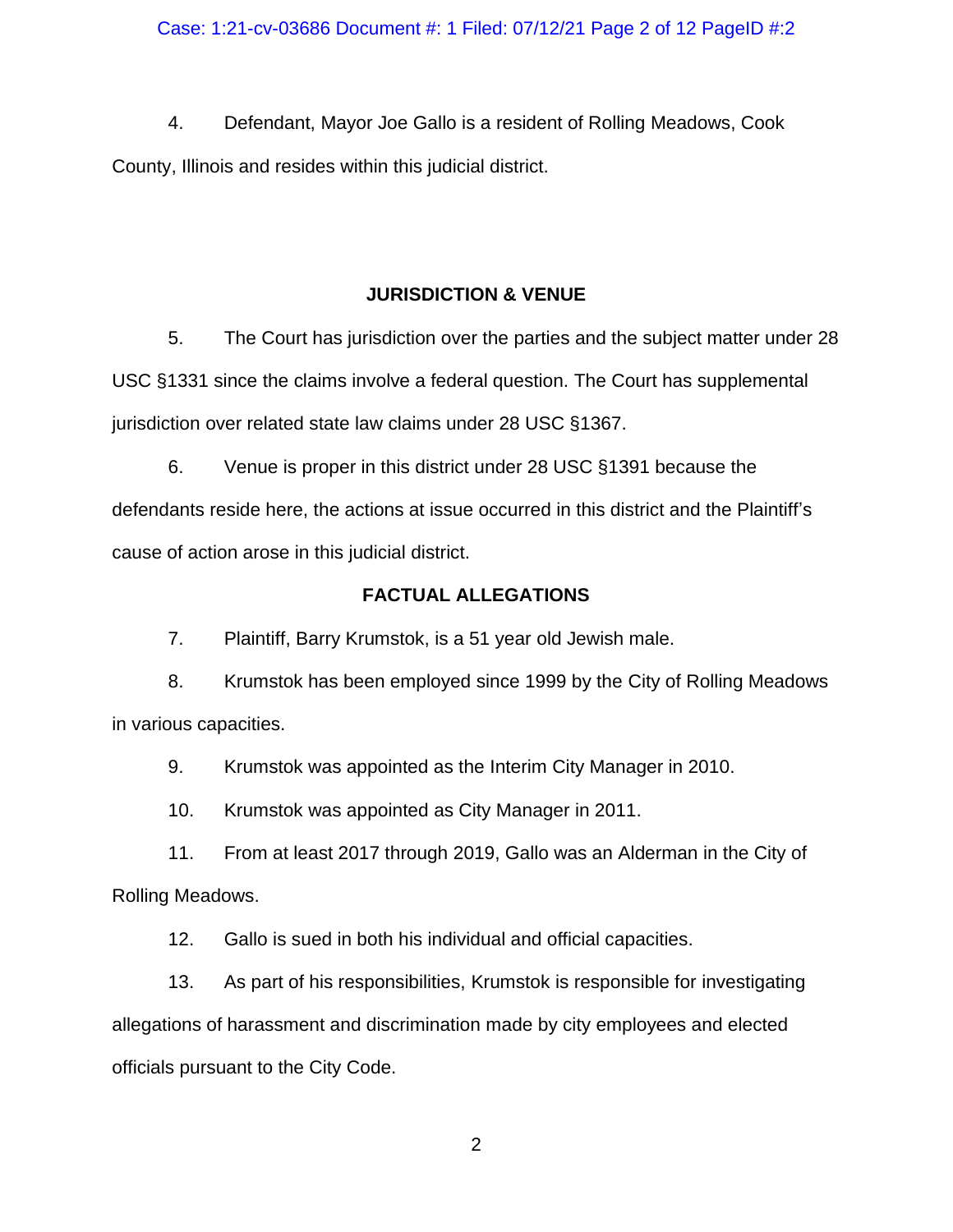4. Defendant, Mayor Joe Gallo is a resident of Rolling Meadows, Cook County, Illinois and resides within this judicial district.

## JURISDICTION & VENUE

5. The Court has jurisdiction over the parties and the subject matter under 28 USC §1331 since the claims involve a federal question. The Court has supplemental jurisdiction over related state law claims under 28 USC §1367.

6. Venue is proper in this district under 28 USC §1391 because the defendants reside here, the actions at issue occurred in this district and the Plaintiff's cause of action arose in this judicial district.

## FACTUAL ALLEGATIONS

7. Plaintiff, Barry Krumstok, is a 51 year old Jewish male.

8. Krumstok has been employed since 1999 by the City of Rolling Meadows in various capacities.

9. Krumstok was appointed as the Interim City Manager in 2010.

10. Krumstok was appointed as City Manager in 2011.

11. From at least 2017 through 2019, Gallo was an Alderman in the City of Rolling Meadows.

12. Gallo is sued in both his individual and official capacities.

13. As part of his responsibilities, Krumstok is responsible for investigating allegations of harassment and discrimination made by city employees and elected officials pursuant to the City Code.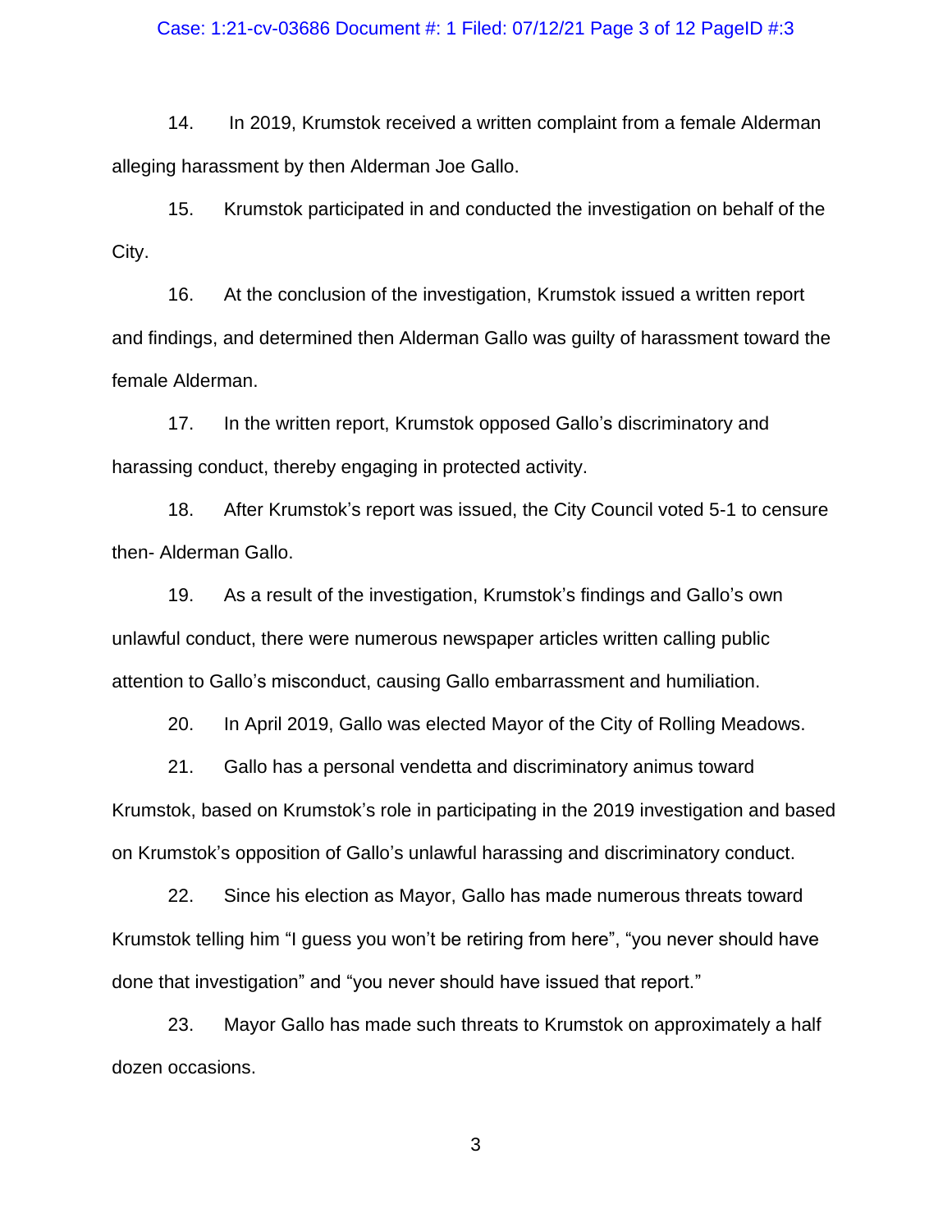14. In 2019, Krumstok received a written complaint from a female Alderman alleging harassment by then Alderman Joe Gallo.

15. Krumstok participated in and conducted the investigation on behalf of the City.

16. At the conclusion of the investigation, Krumstok issued a written report and findings, and determined then Alderman Gallo was guilty of harassment toward the female Alderman.

17. In the written report, Krumstok opposed Gallo's discriminatory and harassing conduct, thereby engaging in protected activity.

18. After Krumstok's report was issued, the City Council voted 5-1 to censure then- Alderman Gallo.

19. As a result of the investigation, Krumstok's findings and Gallo's own unlawful conduct, there were numerous newspaper articles written calling public attention to Gallo's misconduct, causing Gallo embarrassment and humiliation.

20. In April 2019, Gallo was elected Mayor of the City of Rolling Meadows.

21. Gallo has a personal vendetta and discriminatory animus toward Krumstok, based on Krumstok's role in participating in the 2019 investigation and based on Krumstok's opposition of Gallo's unlawful harassing and discriminatory conduct.

22. Since his election as Mayor, Gallo has made numerous threats toward Krumstok telling him "I guess you won't be retiring from here", "you never should have done that investigation" and "you never should have issued that report."

23. Mayor Gallo has made such threats to Krumstok on approximately a half dozen occasions.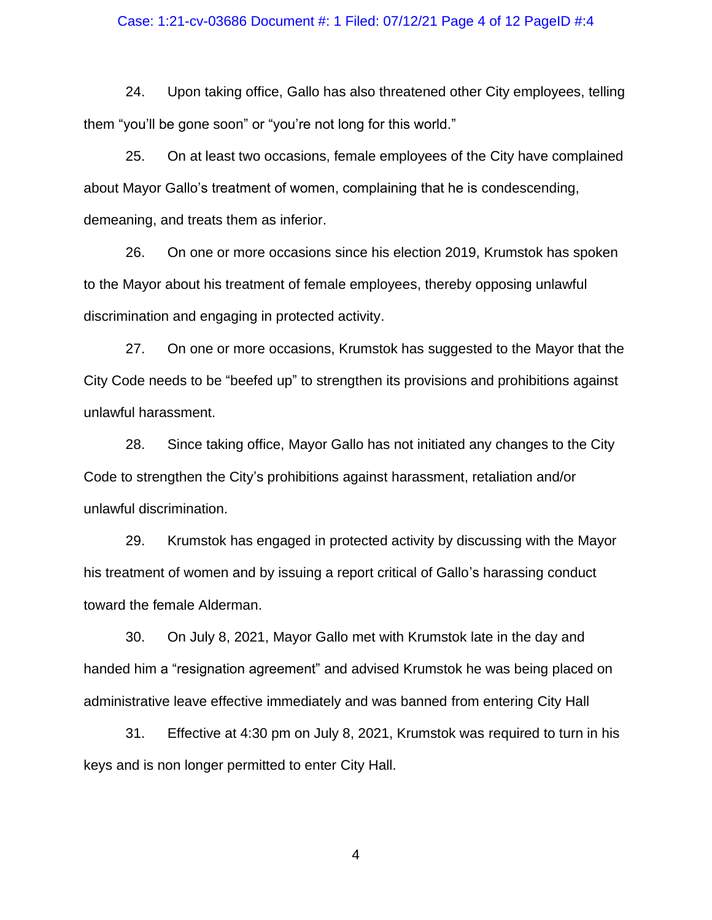24. Upon taking office, Gallo has also threatened other City employees, telling them "you'll be gone soon" or "you're not long for this world."

25. On at least two occasions, female employees of the City have complained about Mayor Gallo's treatment of women, complaining that he is condescending, demeaning, and treats them as inferior.

26. On one or more occasions since his election 2019, Krumstok has spoken to the Mayor about his treatment of female employees, thereby opposing unlawful discrimination and engaging in protected activity.

27. On one or more occasions, Krumstok has suggested to the Mayor that the City Code needs to be "beefed up" to strengthen its provisions and prohibitions against unlawful harassment.

28. Since taking office, Mayor Gallo has not initiated any changes to the City Code to strengthen the City's prohibitions against harassment, retaliation and/or unlawful discrimination.

29. Krumstok has engaged in protected activity by discussing with the Mayor his treatment of women and by issuing a report critical of Gallo's harassing conduct toward the female Alderman.

30. On July 8, 2021, Mayor Gallo met with Krumstok late in the day and handed him a "resignation agreement" and advised Krumstok he was being placed on administrative leave effective immediately and was banned from entering City Hall

31. Effective at 4:30 pm on July 8, 2021, Krumstok was required to turn in his keys and is non longer permitted to enter City Hall.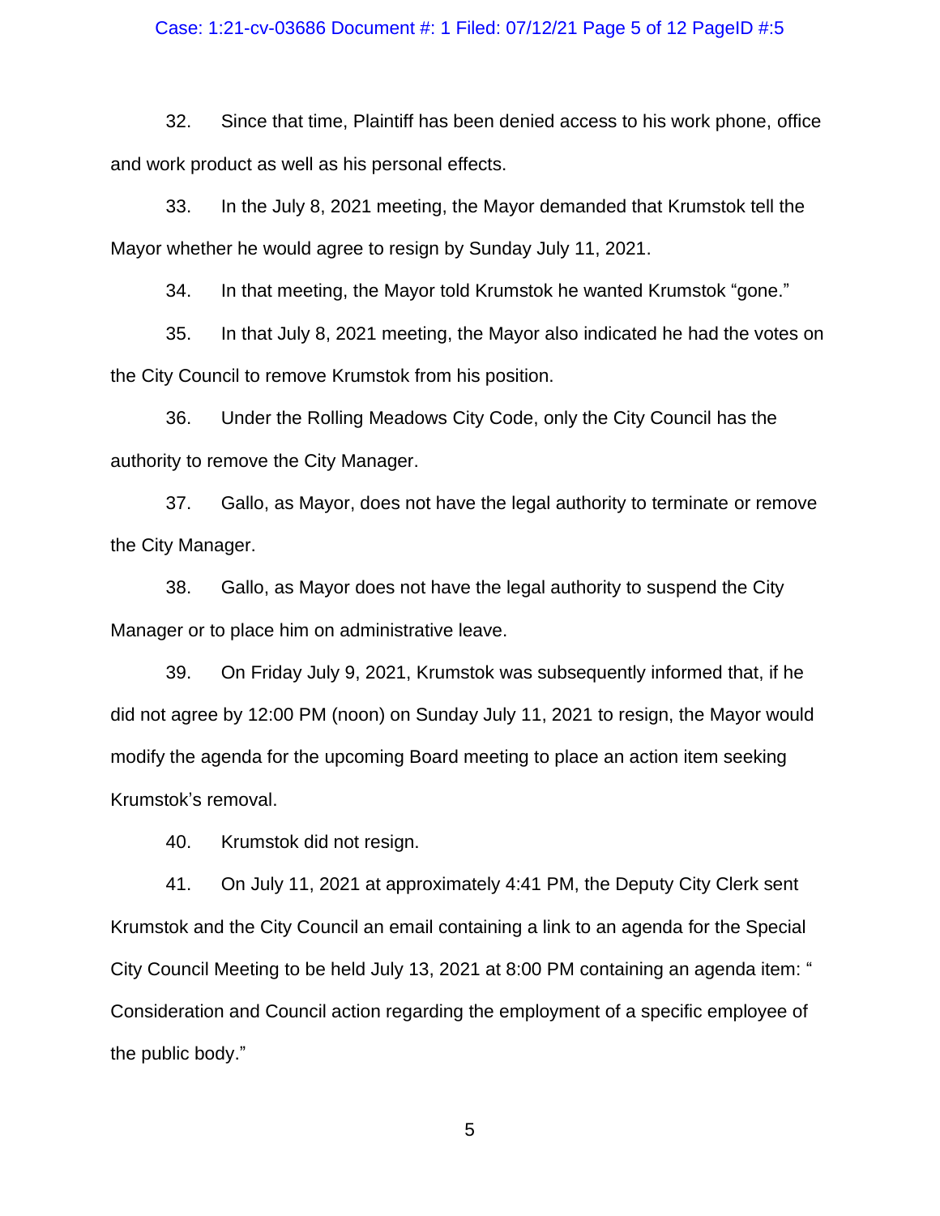32. Since that time, Plaintiff has been denied access to his work phone, office and work product as well as his personal effects.

33. In the July 8, 2021 meeting, the Mayor demanded that Krumstok tell the Mayor whether he would agree to resign by Sunday July 11, 2021.

34. In that meeting, the Mayor told Krumstok he wanted Krumstok "gone."

35. In that July 8, 2021 meeting, the Mayor also indicated he had the votes on the City Council to remove Krumstok from his position.

36. Under the Rolling Meadows City Code, only the City Council has the authority to remove the City Manager.

37. Gallo, as Mayor, does not have the legal authority to terminate or remove the City Manager.

38. Gallo, as Mayor does not have the legal authority to suspend the City Manager or to place him on administrative leave.

39. On Friday July 9, 2021, Krumstok was subsequently informed that, if he did not agree by 12:00 PM (noon) on Sunday July 11, 2021 to resign, the Mayor would modify the agenda for the upcoming Board meeting to place an action item seeking Krumstok's removal.

40. Krumstok did not resign.

41. On July 11, 2021 at approximately 4:41 PM, the Deputy City Clerk sent Krumstok and the City Council an email containing a link to an agenda for the Special City Council Meeting to be held July 13, 2021 at 8:00 PM containing an agenda item: " Consideration and Council action regarding the employment of a specific employee of the public body."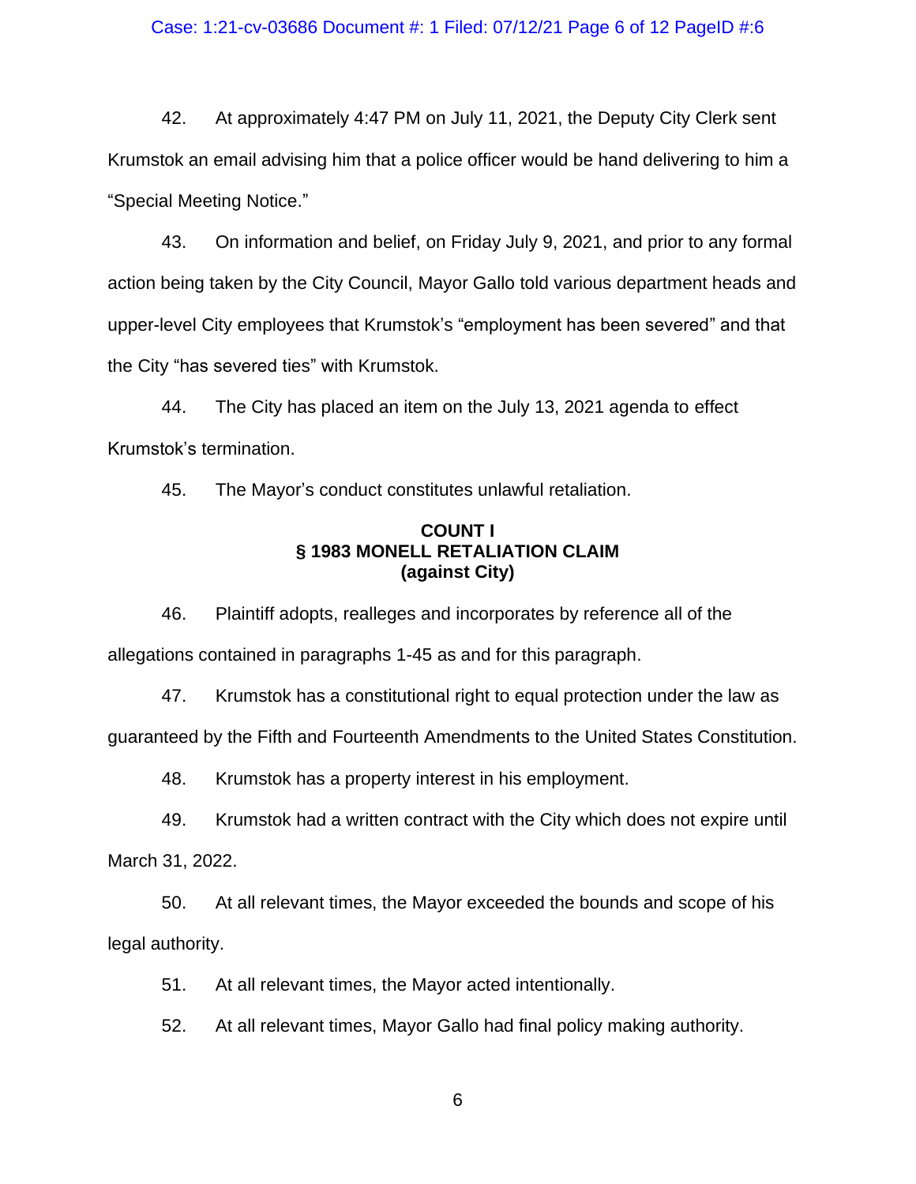42. At approximately 4:47 PM on July 11, 2021, the Deputy City Clerk sent Krumstok an email advising him that a police officer would be hand delivering to him a "Special Meeting Notice."

43. On information and belief, on Friday July 9, 2021, and prior to any formal action being taken by the City Council, Mayor Gallo told various department heads and upper-level City employees that Krumstok's "employment has been severed" and that the City "has severed ties" with Krumstok.

44. The City has placed an item on the July 13, 2021 agenda to effect Krumstok's termination.

45. The Mayor's conduct constitutes unlawful retaliation.

**COUNT I**
**§ 1983 MONELL RETALIATION CLAIM**
**(against City)**

46. Plaintiff adopts, realleges and incorporates by reference all of the allegations contained in paragraphs 1-45 as and for this paragraph.

47. Krumstok has a constitutional right to equal protection under the law as guaranteed by the Fifth and Fourteenth Amendments to the United States Constitution.

48. Krumstok has a property interest in his employment.

49. Krumstok had a written contract with the City which does not expire until March 31, 2022.

50. At all relevant times, the Mayor exceeded the bounds and scope of his legal authority.

51. At all relevant times, the Mayor acted intentionally.

52. At all relevant times, Mayor Gallo had final policy making authority.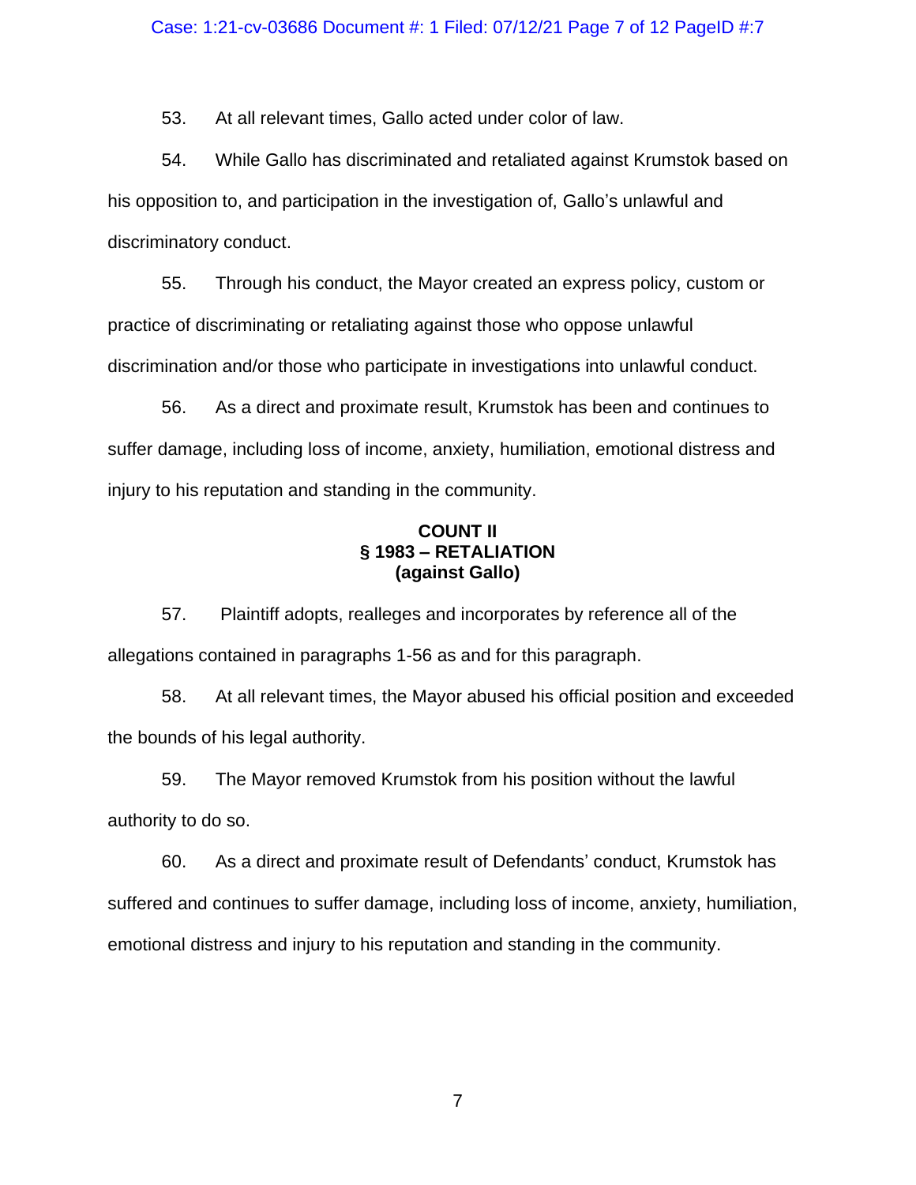53. At all relevant times, Gallo acted under color of law.

54. While Gallo has discriminated and retaliated against Krumstok based on his opposition to, and participation in the investigation of, Gallo's unlawful and discriminatory conduct.

55. Through his conduct, the Mayor created an express policy, custom or practice of discriminating or retaliating against those who oppose unlawful discrimination and/or those who participate in investigations into unlawful conduct.

56. As a direct and proximate result, Krumstok has been and continues to suffer damage, including loss of income, anxiety, humiliation, emotional distress and injury to his reputation and standing in the community.

**COUNT II**
**§ 1983 – RETALIATION**
**(against Gallo)**

57. Plaintiff adopts, realleges and incorporates by reference all of the allegations contained in paragraphs 1-56 as and for this paragraph.

58. At all relevant times, the Mayor abused his official position and exceeded the bounds of his legal authority.

59. The Mayor removed Krumstok from his position without the lawful authority to do so.

60. As a direct and proximate result of Defendants' conduct, Krumstok has suffered and continues to suffer damage, including loss of income, anxiety, humiliation, emotional distress and injury to his reputation and standing in the community.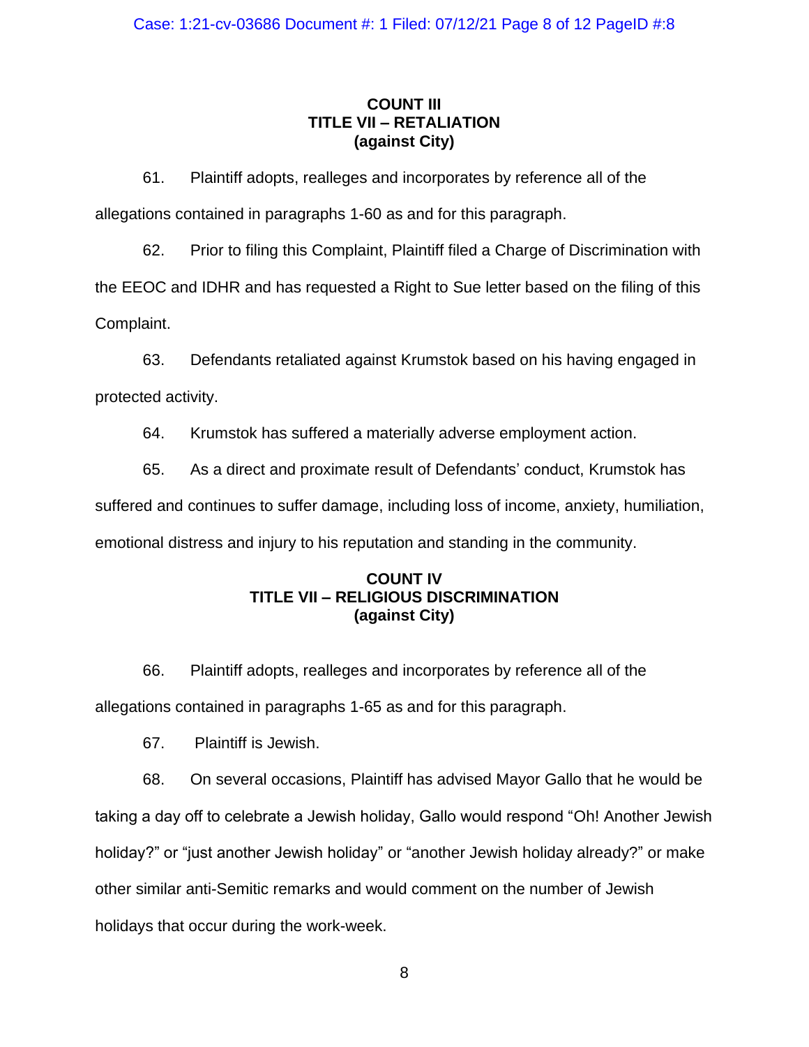**COUNT III**
**TITLE VII – RETALIATION**
**(against City)**

61. Plaintiff adopts, realleges and incorporates by reference all of the allegations contained in paragraphs 1-60 as and for this paragraph.

62. Prior to filing this Complaint, Plaintiff filed a Charge of Discrimination with the EEOC and IDHR and has requested a Right to Sue letter based on the filing of this Complaint.

63. Defendants retaliated against Krumstok based on his having engaged in protected activity.

64. Krumstok has suffered a materially adverse employment action.

65. As a direct and proximate result of Defendants' conduct, Krumstok has suffered and continues to suffer damage, including loss of income, anxiety, humiliation, emotional distress and injury to his reputation and standing in the community.

**COUNT IV**
**TITLE VII – RELIGIOUS DISCRIMINATION**
**(against City)**

66. Plaintiff adopts, realleges and incorporates by reference all of the allegations contained in paragraphs 1-65 as and for this paragraph.

67. Plaintiff is Jewish.

68. On several occasions, Plaintiff has advised Mayor Gallo that he would be taking a day off to celebrate a Jewish holiday, Gallo would respond "Oh! Another Jewish holiday?" or "just another Jewish holiday" or "another Jewish holiday already?" or make other similar anti-Semitic remarks and would comment on the number of Jewish holidays that occur during the work-week.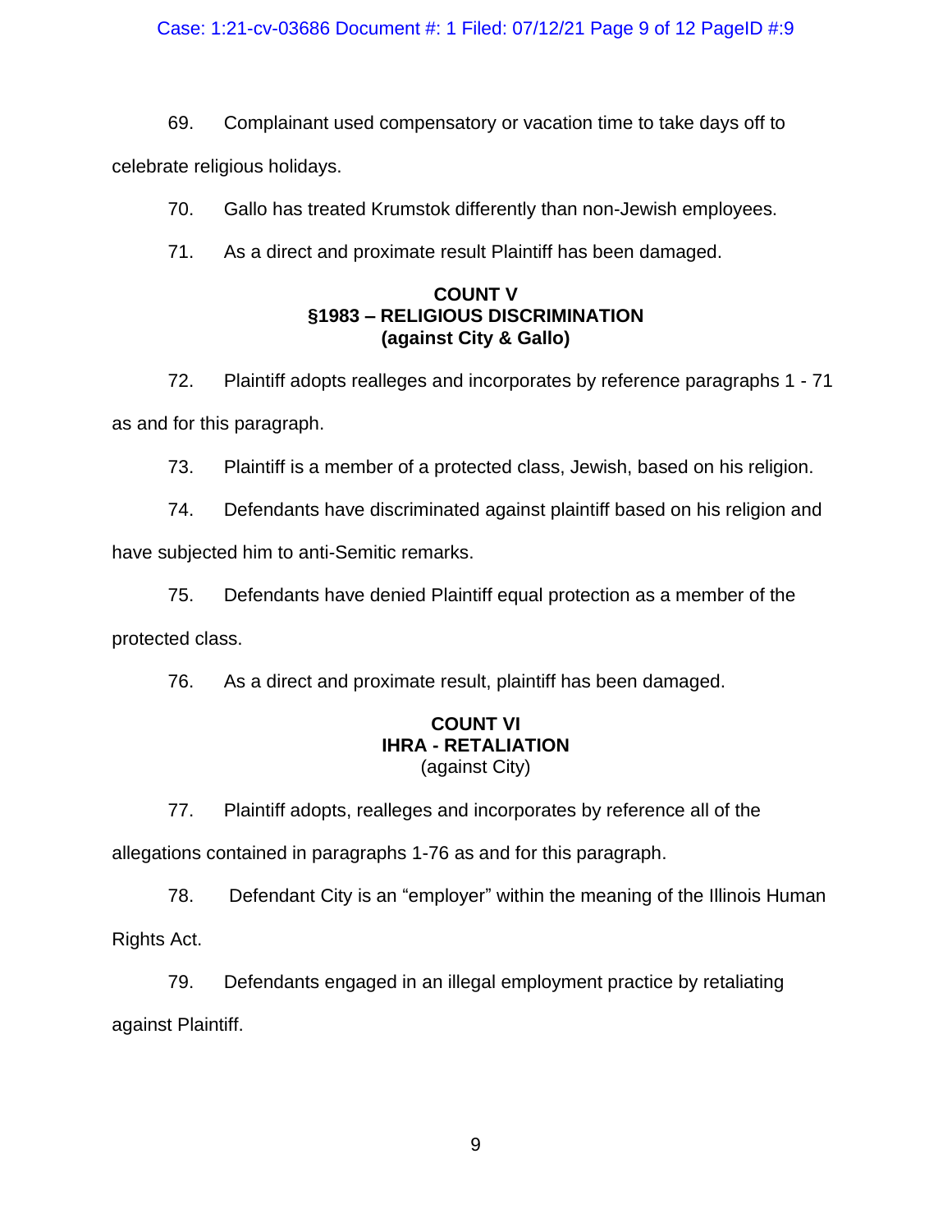69. Complainant used compensatory or vacation time to take days off to celebrate religious holidays.

70. Gallo has treated Krumstok differently than non-Jewish employees.

71. As a direct and proximate result Plaintiff has been damaged.

**COUNT V**
**§1983 – RELIGIOUS DISCRIMINATION**
**(against City & Gallo)**

72. Plaintiff adopts realleges and incorporates by reference paragraphs 1 - 71 as and for this paragraph.

73. Plaintiff is a member of a protected class, Jewish, based on his religion.

74. Defendants have discriminated against plaintiff based on his religion and have subjected him to anti-Semitic remarks.

75. Defendants have denied Plaintiff equal protection as a member of the protected class.

76. As a direct and proximate result, plaintiff has been damaged.

**COUNT VI**
**IHRA - RETALIATION**
(against City)

77. Plaintiff adopts, realleges and incorporates by reference all of the allegations contained in paragraphs 1-76 as and for this paragraph.

78. Defendant City is an "employer" within the meaning of the Illinois Human Rights Act.

79. Defendants engaged in an illegal employment practice by retaliating against Plaintiff.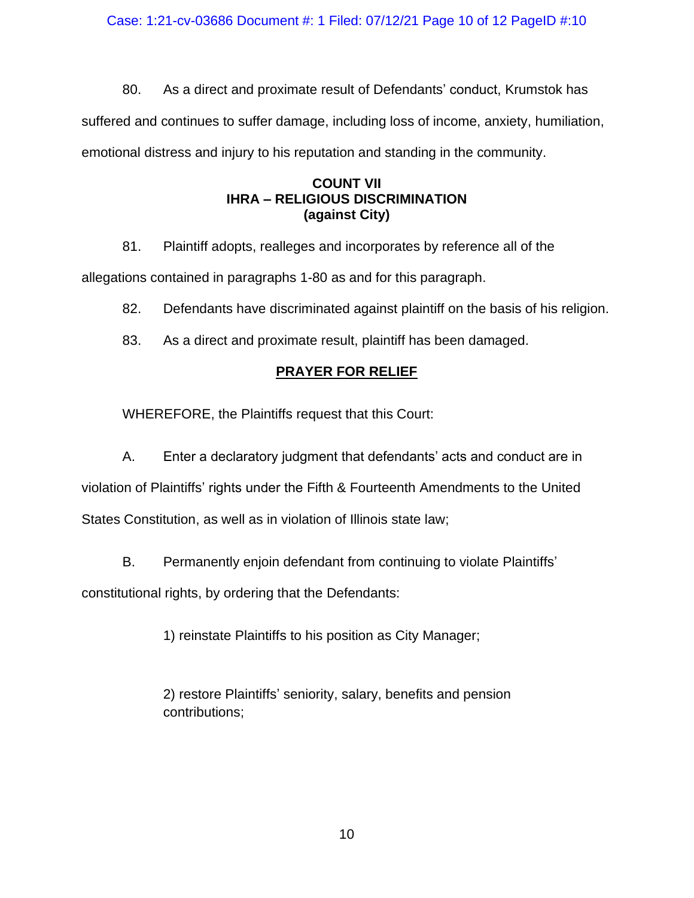80. As a direct and proximate result of Defendants' conduct, Krumstok has suffered and continues to suffer damage, including loss of income, anxiety, humiliation, emotional distress and injury to his reputation and standing in the community.

**COUNT VII**
**IHRA – RELIGIOUS DISCRIMINATION**
**(against City)**

81. Plaintiff adopts, realleges and incorporates by reference all of the allegations contained in paragraphs 1-80 as and for this paragraph.

82. Defendants have discriminated against plaintiff on the basis of his religion.

83. As a direct and proximate result, plaintiff has been damaged.

## PRAYER FOR RELIEF

WHEREFORE, the Plaintiffs request that this Court:

A. Enter a declaratory judgment that defendants' acts and conduct are in violation of Plaintiffs' rights under the Fifth & Fourteenth Amendments to the United States Constitution, as well as in violation of Illinois state law;

B. Permanently enjoin defendant from continuing to violate Plaintiffs' constitutional rights, by ordering that the Defendants:

1) reinstate Plaintiffs to his position as City Manager;

2) restore Plaintiffs' seniority, salary, benefits and pension contributions;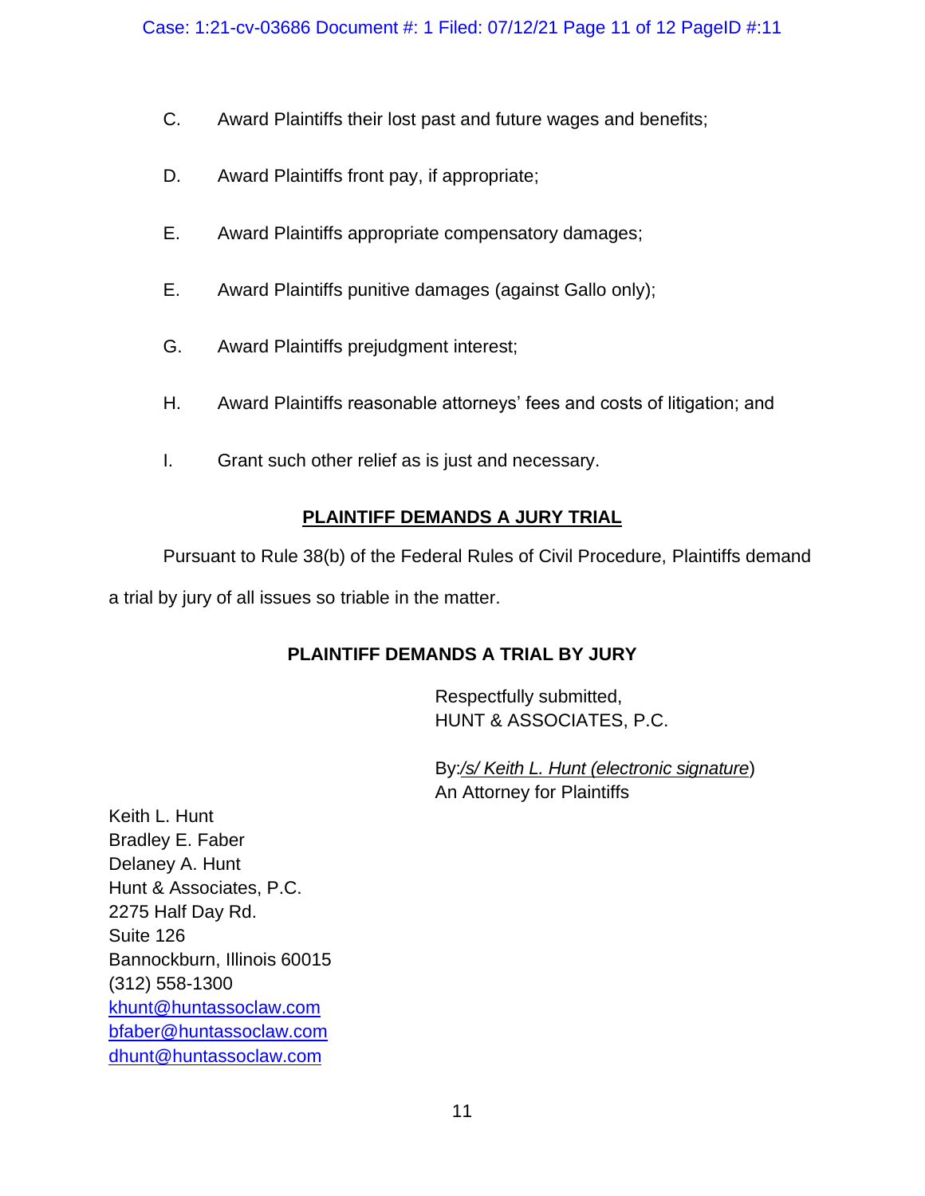C. Award Plaintiffs their lost past and future wages and benefits;

D. Award Plaintiffs front pay, if appropriate;

E. Award Plaintiffs appropriate compensatory damages;

E. Award Plaintiffs punitive damages (against Gallo only);

G. Award Plaintiffs prejudgment interest;

H. Award Plaintiffs reasonable attorneys' fees and costs of litigation; and

I. Grant such other relief as is just and necessary.

**PLAINTIFF DEMANDS A JURY TRIAL**

Pursuant to Rule 38(b) of the Federal Rules of Civil Procedure, Plaintiffs demand a trial by jury of all issues so triable in the matter.

**PLAINTIFF DEMANDS A TRIAL BY JURY**

Respectfully submitted,
HUNT & ASSOCIATES, P.C.

By:*/s/ Keith L. Hunt (electronic signature*)
An Attorney for Plaintiffs

Keith L. Hunt
Bradley E. Faber
Delaney A. Hunt
Hunt & Associates, P.C.
2275 Half Day Rd.
Suite 126
Bannockburn, Illinois 60015
(312) 558-1300
khunt@huntassoclaw.com
bfaber@huntassoclaw.com
dhunt@huntassoclaw.com